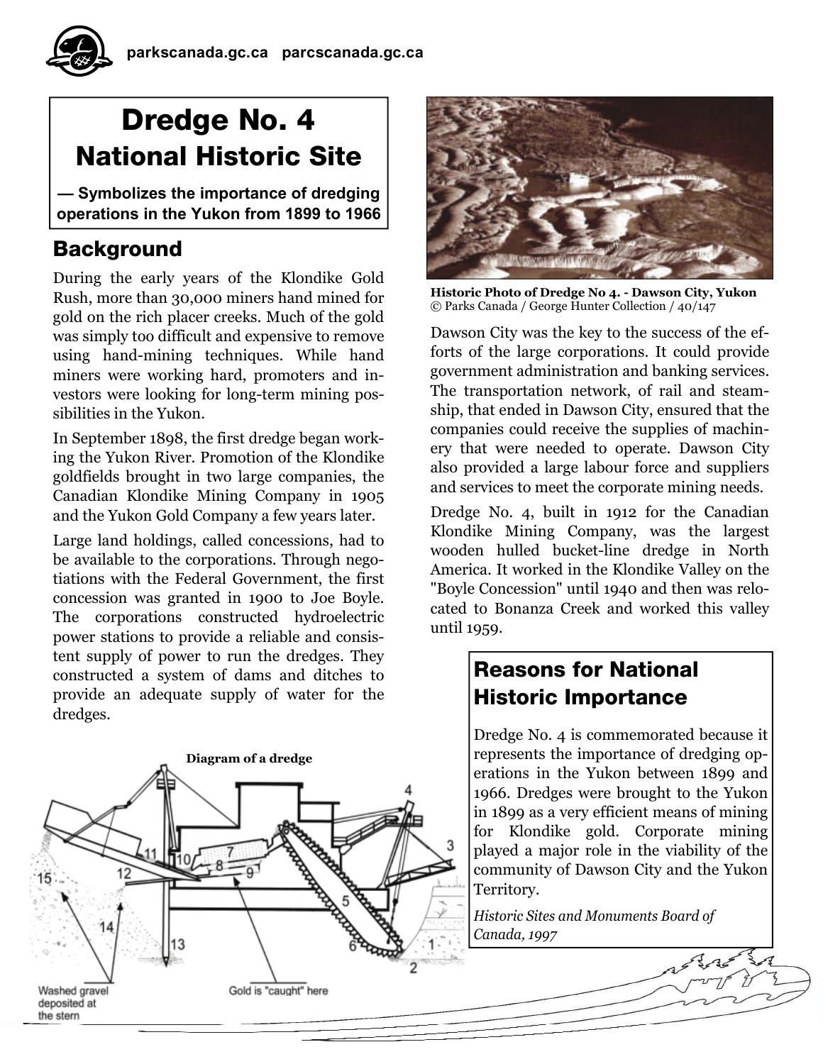# Dredge No. 4 National Historic Site

**— Symbolizes the importance of dredging operations in the Yukon from 1899 to 1966**

## Background

During the early years of the Klondike Gold Rush, more than 30,000 miners hand mined for gold on the rich placer creeks. Much of the gold was simply too difficult and expensive to remove using hand-mining techniques. While hand miners were working hard, promoters and investors were looking for long-term mining possibilities in the Yukon.

In September 1898, the first dredge began working the Yukon River. Promotion of the Klondike goldfields brought in two large companies, the Canadian Klondike Mining Company in 1905 and the Yukon Gold Company a few years later.

Large land holdings, called concessions, had to be available to the corporations. Through negotiations with the Federal Government, the first concession was granted in 1900 to Joe Boyle. The corporations constructed hydroelectric power stations to provide a reliable and consistent supply of power to run the dredges. They constructed a system of dams and ditches to provide an adequate supply of water for the dredges.

**Diagram of a dredge**

Washed gravel deposited at the stern

Gold is "caught" here

**Historic Photo of Dredge No 4. - Dawson City, Yukon**
© Parks Canada / George Hunter Collection / 40/147

Dawson City was the key to the success of the efforts of the large corporations. It could provide government administration and banking services. The transportation network, of rail and steamship, that ended in Dawson City, ensured that the companies could receive the supplies of machinery that were needed to operate. Dawson City also provided a large labour force and suppliers and services to meet the corporate mining needs.

Dredge No. 4, built in 1912 for the Canadian Klondike Mining Company, was the largest wooden hulled bucket-line dredge in North America. It worked in the Klondike Valley on the "Boyle Concession" until 1940 and then was relocated to Bonanza Creek and worked this valley until 1959.

## Reasons for National Historic Importance

Dredge No. 4 is commemorated because it represents the importance of dredging operations in the Yukon between 1899 and 1966. Dredges were brought to the Yukon in 1899 as a very efficient means of mining for Klondike gold. Corporate mining played a major role in the viability of the community of Dawson City and the Yukon Territory.

*Historic Sites and Monuments Board of Canada, 1997*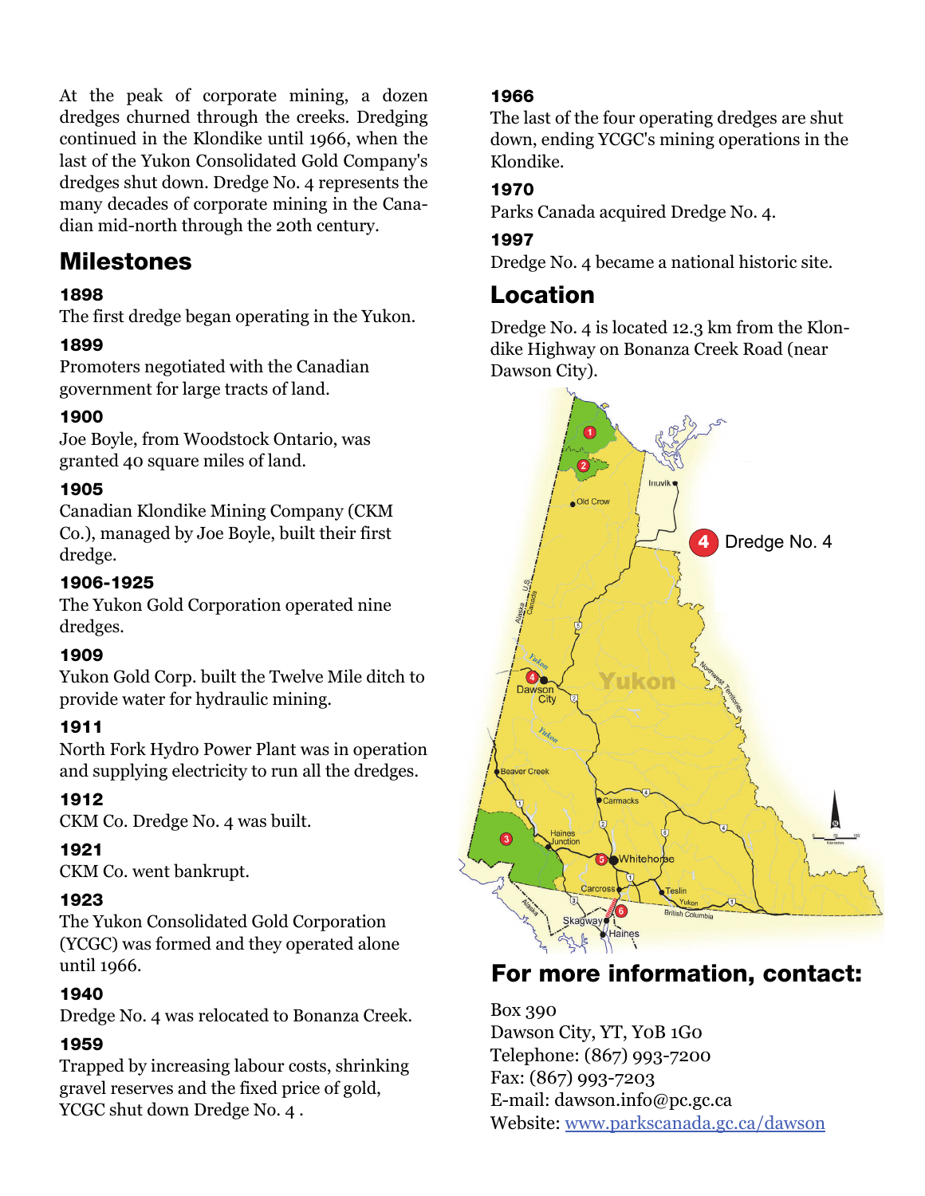At the peak of corporate mining, a dozen dredges churned through the creeks. Dredging continued in the Klondike until 1966, when the last of the Yukon Consolidated Gold Company's dredges shut down. Dredge No. 4 represents the many decades of corporate mining in the Canadian mid-north through the 20th century.

## Milestones

**1898**
The first dredge began operating in the Yukon.

**1899**
Promoters negotiated with the Canadian government for large tracts of land.

**1900**
Joe Boyle, from Woodstock Ontario, was granted 40 square miles of land.

**1905**
Canadian Klondike Mining Company (CKM Co.), managed by Joe Boyle, built their first dredge.

**1906-1925**
The Yukon Gold Corporation operated nine dredges.

**1909**
Yukon Gold Corp. built the Twelve Mile ditch to provide water for hydraulic mining.

**1911**
North Fork Hydro Power Plant was in operation and supplying electricity to run all the dredges.

**1912**
CKM Co. Dredge No. 4 was built.

**1921**
CKM Co. went bankrupt.

**1923**
The Yukon Consolidated Gold Corporation (YCGC) was formed and they operated alone until 1966.

**1940**
Dredge No. 4 was relocated to Bonanza Creek.

**1959**
Trapped by increasing labour costs, shrinking gravel reserves and the fixed price of gold, YCGC shut down Dredge No. 4 .

**1966**
The last of the four operating dredges are shut down, ending YCGC's mining operations in the Klondike.

**1970**
Parks Canada acquired Dredge No. 4.

**1997**
Dredge No. 4 became a national historic site.

## Location

Dredge No. 4 is located 12.3 km from the Klondike Highway on Bonanza Creek Road (near Dawson City).

4 Dredge No. 4

Inuvik
Old Crow
Dawson City
Yukon
Beaver Creek
Carmacks
Haines Junction
Whitehorse
Carcross
Teslin
Skagway
Haines
Alaska U.S. Canada
Northwest Territories
British Columbia

## For more information, contact:

Box 390
Dawson City, YT, Y0B 1G0
Telephone: (867) 993-7200
Fax: (867) 993-7203
E-mail: dawson.info@pc.gc.ca
Website: [www.parkscanada.gc.ca/dawson](www.parkscanada.gc.ca/dawson)